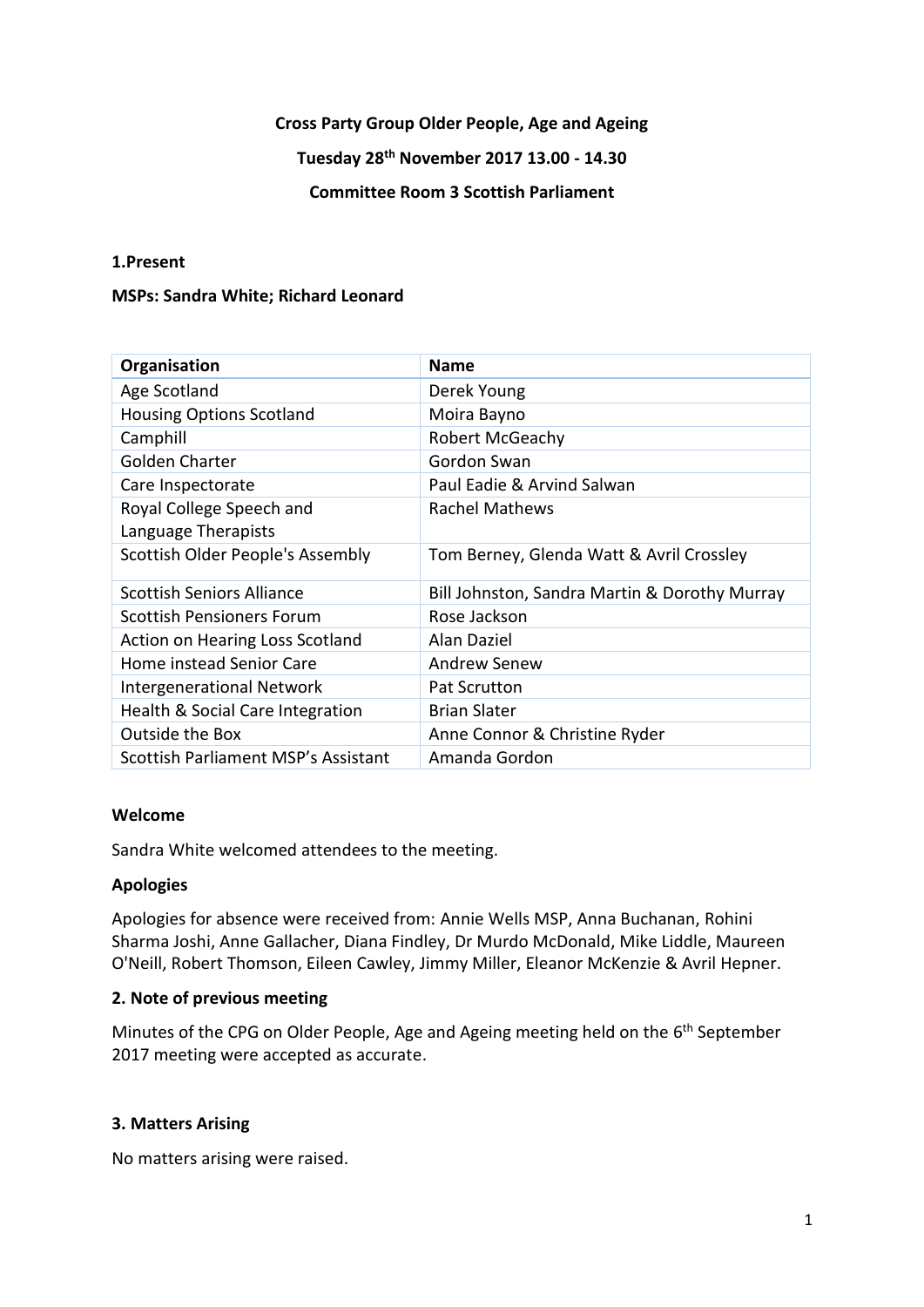**Cross Party Group Older People, Age and Ageing**

**Tuesday 28th November 2017 13.00 - 14.30**

**Committee Room 3 Scottish Parliament**

**1.Present**

**MSPs: Sandra White; Richard Leonard**

| **Organisation** | **Name** |
|---|---|
| Age Scotland | Derek Young |
| Housing Options Scotland | Moira Bayno |
| Camphill | Robert McGeachy |
| Golden Charter | Gordon Swan |
| Care Inspectorate | Paul Eadie & Arvind Salwan |
| Royal College Speech and Language Therapists | Rachel Mathews |
| Scottish Older People's Assembly | Tom Berney, Glenda Watt & Avril Crossley |
| Scottish Seniors Alliance | Bill Johnston, Sandra Martin & Dorothy Murray |
| Scottish Pensioners Forum | Rose Jackson |
| Action on Hearing Loss Scotland | Alan Daziel |
| Home instead Senior Care | Andrew Senew |
| Intergenerational Network | Pat Scrutton |
| Health & Social Care Integration | Brian Slater |
| Outside the Box | Anne Connor & Christine Ryder |
| Scottish Parliament MSP's Assistant | Amanda Gordon |

**Welcome**

Sandra White welcomed attendees to the meeting.

**Apologies**

Apologies for absence were received from: Annie Wells MSP, Anna Buchanan, Rohini Sharma Joshi, Anne Gallacher, Diana Findley, Dr Murdo McDonald, Mike Liddle, Maureen O'Neill, Robert Thomson, Eileen Cawley, Jimmy Miller, Eleanor McKenzie & Avril Hepner.

**2. Note of previous meeting**

Minutes of the CPG on Older People, Age and Ageing meeting held on the 6th September 2017 meeting were accepted as accurate.

**3. Matters Arising**

No matters arising were raised.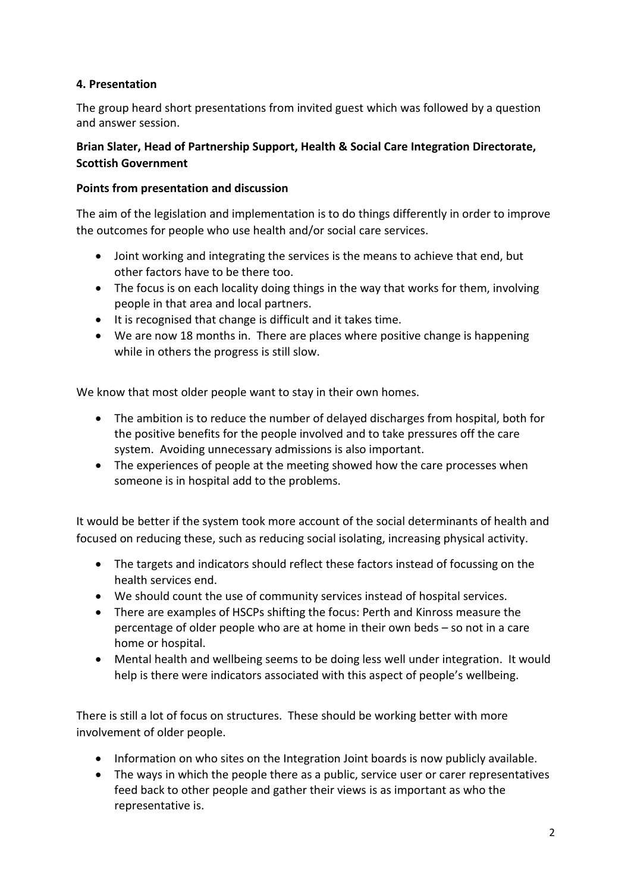**4. Presentation**

The group heard short presentations from invited guest which was followed by a question and answer session.

**Brian Slater, Head of Partnership Support, Health & Social Care Integration Directorate, Scottish Government**

**Points from presentation and discussion**

The aim of the legislation and implementation is to do things differently in order to improve the outcomes for people who use health and/or social care services.

- Joint working and integrating the services is the means to achieve that end, but other factors have to be there too.
- The focus is on each locality doing things in the way that works for them, involving people in that area and local partners.
- It is recognised that change is difficult and it takes time.
- We are now 18 months in. There are places where positive change is happening while in others the progress is still slow.

We know that most older people want to stay in their own homes.

- The ambition is to reduce the number of delayed discharges from hospital, both for the positive benefits for the people involved and to take pressures off the care system. Avoiding unnecessary admissions is also important.
- The experiences of people at the meeting showed how the care processes when someone is in hospital add to the problems.

It would be better if the system took more account of the social determinants of health and focused on reducing these, such as reducing social isolating, increasing physical activity.

- The targets and indicators should reflect these factors instead of focussing on the health services end.
- We should count the use of community services instead of hospital services.
- There are examples of HSCPs shifting the focus: Perth and Kinross measure the percentage of older people who are at home in their own beds – so not in a care home or hospital.
- Mental health and wellbeing seems to be doing less well under integration. It would help is there were indicators associated with this aspect of people's wellbeing.

There is still a lot of focus on structures. These should be working better with more involvement of older people.

- Information on who sites on the Integration Joint boards is now publicly available.
- The ways in which the people there as a public, service user or carer representatives feed back to other people and gather their views is as important as who the representative is.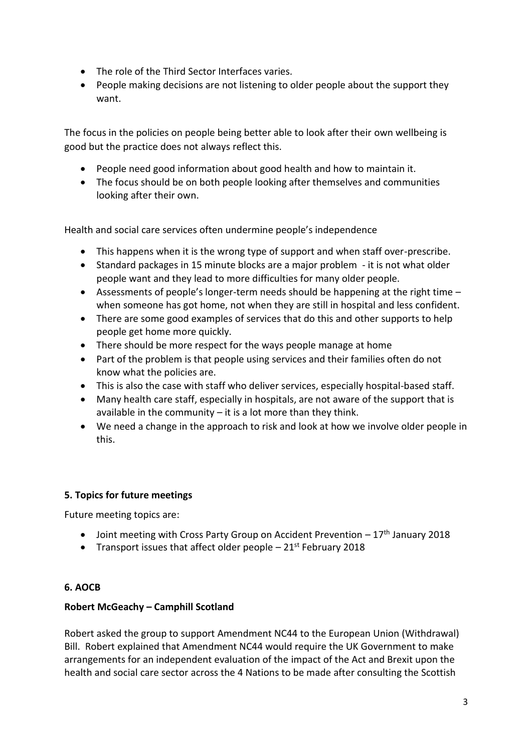- The role of the Third Sector Interfaces varies.
- People making decisions are not listening to older people about the support they want.

The focus in the policies on people being better able to look after their own wellbeing is good but the practice does not always reflect this.

- People need good information about good health and how to maintain it.
- The focus should be on both people looking after themselves and communities looking after their own.

Health and social care services often undermine people's independence

- This happens when it is the wrong type of support and when staff over-prescribe.
- Standard packages in 15 minute blocks are a major problem - it is not what older people want and they lead to more difficulties for many older people.
- Assessments of people's longer-term needs should be happening at the right time – when someone has got home, not when they are still in hospital and less confident.
- There are some good examples of services that do this and other supports to help people get home more quickly.
- There should be more respect for the ways people manage at home
- Part of the problem is that people using services and their families often do not know what the policies are.
- This is also the case with staff who deliver services, especially hospital-based staff.
- Many health care staff, especially in hospitals, are not aware of the support that is available in the community – it is a lot more than they think.
- We need a change in the approach to risk and look at how we involve older people in this.

**5. Topics for future meetings**

Future meeting topics are:

- Joint meeting with Cross Party Group on Accident Prevention – 17th January 2018
- Transport issues that affect older people – 21st February 2018

**6. AOCB**

**Robert McGeachy – Camphill Scotland**

Robert asked the group to support Amendment NC44 to the European Union (Withdrawal) Bill. Robert explained that Amendment NC44 would require the UK Government to make arrangements for an independent evaluation of the impact of the Act and Brexit upon the health and social care sector across the 4 Nations to be made after consulting the Scottish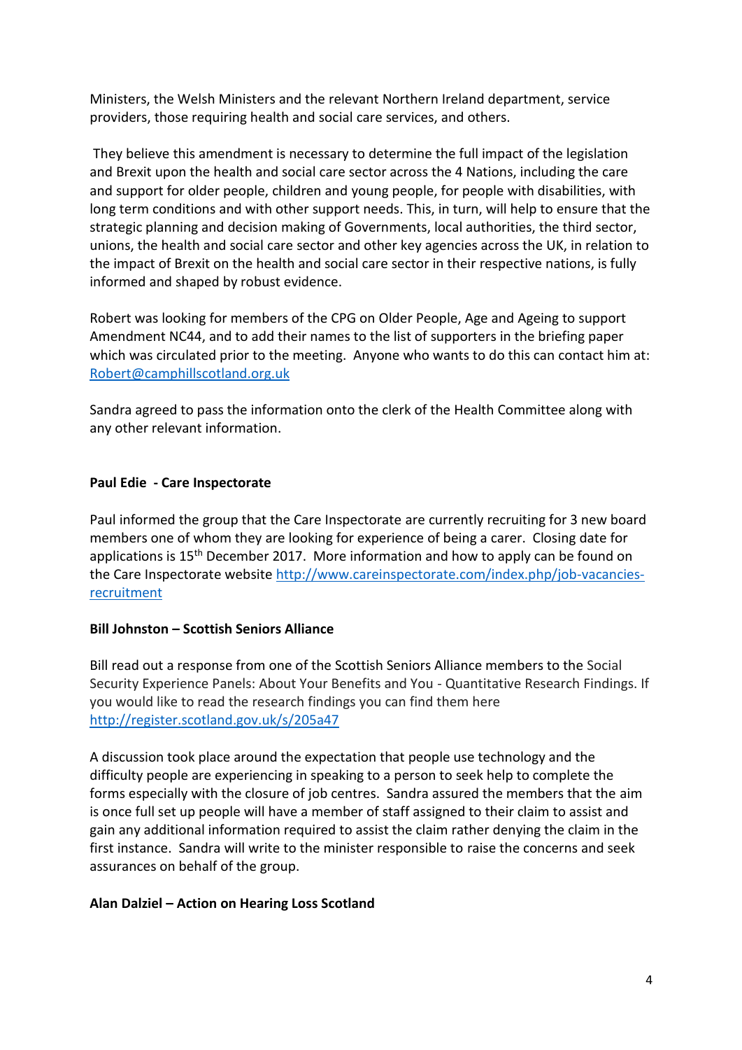Ministers, the Welsh Ministers and the relevant Northern Ireland department, service providers, those requiring health and social care services, and others.

They believe this amendment is necessary to determine the full impact of the legislation and Brexit upon the health and social care sector across the 4 Nations, including the care and support for older people, children and young people, for people with disabilities, with long term conditions and with other support needs. This, in turn, will help to ensure that the strategic planning and decision making of Governments, local authorities, the third sector, unions, the health and social care sector and other key agencies across the UK, in relation to the impact of Brexit on the health and social care sector in their respective nations, is fully informed and shaped by robust evidence.

Robert was looking for members of the CPG on Older People, Age and Ageing to support Amendment NC44, and to add their names to the list of supporters in the briefing paper which was circulated prior to the meeting. Anyone who wants to do this can contact him at: Robert@camphillscotland.org.uk

Sandra agreed to pass the information onto the clerk of the Health Committee along with any other relevant information.

**Paul Edie - Care Inspectorate**

Paul informed the group that the Care Inspectorate are currently recruiting for 3 new board members one of whom they are looking for experience of being a carer. Closing date for applications is 15th December 2017. More information and how to apply can be found on the Care Inspectorate website http://www.careinspectorate.com/index.php/job-vacancies-recruitment

**Bill Johnston – Scottish Seniors Alliance**

Bill read out a response from one of the Scottish Seniors Alliance members to the Social Security Experience Panels: About Your Benefits and You - Quantitative Research Findings. If you would like to read the research findings you can find them here http://register.scotland.gov.uk/s/205a47

A discussion took place around the expectation that people use technology and the difficulty people are experiencing in speaking to a person to seek help to complete the forms especially with the closure of job centres. Sandra assured the members that the aim is once full set up people will have a member of staff assigned to their claim to assist and gain any additional information required to assist the claim rather denying the claim in the first instance. Sandra will write to the minister responsible to raise the concerns and seek assurances on behalf of the group.

**Alan Dalziel – Action on Hearing Loss Scotland**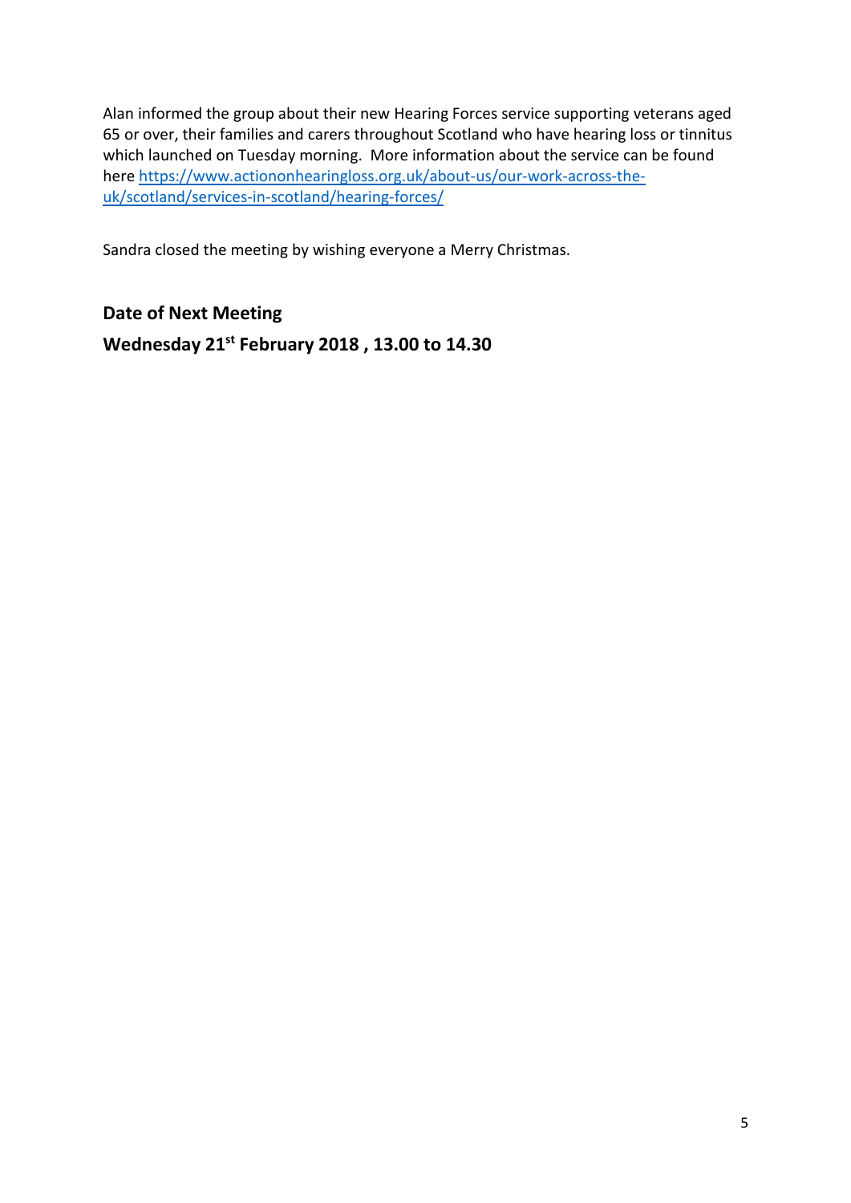Alan informed the group about their new Hearing Forces service supporting veterans aged 65 or over, their families and carers throughout Scotland who have hearing loss or tinnitus which launched on Tuesday morning. More information about the service can be found here https://www.actiononhearingloss.org.uk/about-us/our-work-across-the-uk/scotland/services-in-scotland/hearing-forces/

Sandra closed the meeting by wishing everyone a Merry Christmas.

**Date of Next Meeting**

**Wednesday 21st February 2018 , 13.00 to 14.30**